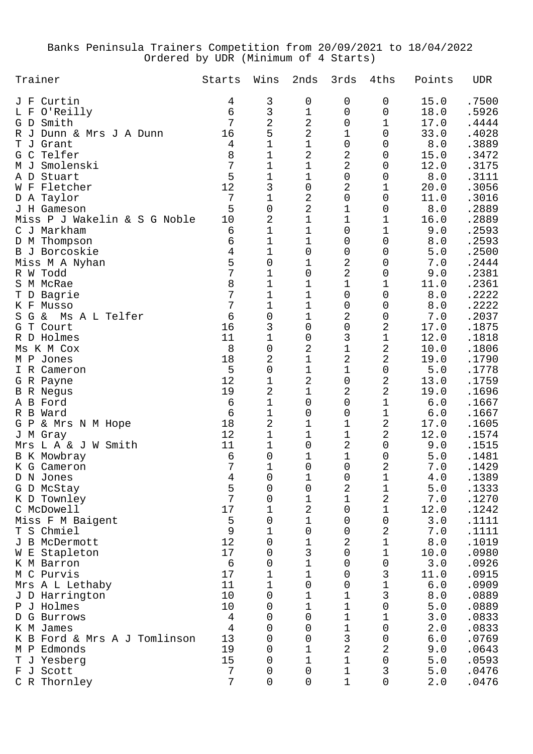Banks Peninsula Trainers Competition from 20/09/2021 to 18/04/2022
Ordered by UDR (Minimum of 4 Starts)

| Trainer | Starts | Wins | 2nds | 3rds | 4ths | Points | UDR |
|---|---|---|---|---|---|---|---|
| J F Curtin | 4 | 3 | 0 | 0 | 0 | 15.0 | .7500 |
| L F O'Reilly | 6 | 3 | 1 | 0 | 0 | 18.0 | .5926 |
| G D Smith | 7 | 2 | 2 | 0 | 1 | 17.0 | .4444 |
| R J Dunn & Mrs J A Dunn | 16 | 5 | 2 | 1 | 0 | 33.0 | .4028 |
| T J Grant | 4 | 1 | 1 | 0 | 0 | 8.0 | .3889 |
| G C Telfer | 8 | 1 | 2 | 2 | 0 | 15.0 | .3472 |
| M J Smolenski | 7 | 1 | 1 | 2 | 0 | 12.0 | .3175 |
| A D Stuart | 5 | 1 | 1 | 0 | 0 | 8.0 | .3111 |
| W F Fletcher | 12 | 3 | 0 | 2 | 1 | 20.0 | .3056 |
| D A Taylor | 7 | 1 | 2 | 0 | 0 | 11.0 | .3016 |
| J H Gameson | 5 | 0 | 2 | 1 | 0 | 8.0 | .2889 |
| Miss P J Wakelin & S G Noble | 10 | 2 | 1 | 1 | 1 | 16.0 | .2889 |
| C J Markham | 6 | 1 | 1 | 0 | 1 | 9.0 | .2593 |
| D M Thompson | 6 | 1 | 1 | 0 | 0 | 8.0 | .2593 |
| B J Borcoskie | 4 | 1 | 0 | 0 | 0 | 5.0 | .2500 |
| Miss M A Nyhan | 5 | 0 | 1 | 2 | 0 | 7.0 | .2444 |
| R W Todd | 7 | 1 | 0 | 2 | 0 | 9.0 | .2381 |
| S M McRae | 8 | 1 | 1 | 1 | 1 | 11.0 | .2361 |
| T D Bagrie | 7 | 1 | 1 | 0 | 0 | 8.0 | .2222 |
| K F Musso | 7 | 1 | 1 | 0 | 0 | 8.0 | .2222 |
| S G & Ms A L Telfer | 6 | 0 | 1 | 2 | 0 | 7.0 | .2037 |
| G T Court | 16 | 3 | 0 | 0 | 2 | 17.0 | .1875 |
| R D Holmes | 11 | 1 | 0 | 3 | 1 | 12.0 | .1818 |
| Ms K M Cox | 8 | 0 | 2 | 1 | 2 | 10.0 | .1806 |
| M P Jones | 18 | 2 | 1 | 2 | 2 | 19.0 | .1790 |
| I R Cameron | 5 | 0 | 1 | 1 | 0 | 5.0 | .1778 |
| G R Payne | 12 | 1 | 2 | 0 | 2 | 13.0 | .1759 |
| B R Negus | 19 | 2 | 1 | 2 | 2 | 19.0 | .1696 |
| A B Ford | 6 | 1 | 0 | 0 | 1 | 6.0 | .1667 |
| R B Ward | 6 | 1 | 0 | 0 | 1 | 6.0 | .1667 |
| G P & Mrs N M Hope | 18 | 2 | 1 | 1 | 2 | 17.0 | .1605 |
| J M Gray | 12 | 1 | 1 | 1 | 2 | 12.0 | .1574 |
| Mrs L A & J W Smith | 11 | 1 | 0 | 2 | 0 | 9.0 | .1515 |
| B K Mowbray | 6 | 0 | 1 | 1 | 0 | 5.0 | .1481 |
| K G Cameron | 7 | 1 | 0 | 0 | 2 | 7.0 | .1429 |
| D N Jones | 4 | 0 | 1 | 0 | 1 | 4.0 | .1389 |
| G D McStay | 5 | 0 | 0 | 2 | 1 | 5.0 | .1333 |
| K D Townley | 7 | 0 | 1 | 1 | 2 | 7.0 | .1270 |
| C McDowell | 17 | 1 | 2 | 0 | 1 | 12.0 | .1242 |
| Miss F M Baigent | 5 | 0 | 1 | 0 | 0 | 3.0 | .1111 |
| T S Chmiel | 9 | 1 | 0 | 0 | 2 | 7.0 | .1111 |
| J B McDermott | 12 | 0 | 1 | 2 | 1 | 8.0 | .1019 |
| W E Stapleton | 17 | 0 | 3 | 0 | 1 | 10.0 | .0980 |
| K M Barron | 6 | 0 | 1 | 0 | 0 | 3.0 | .0926 |
| M C Purvis | 17 | 1 | 1 | 0 | 3 | 11.0 | .0915 |
| Mrs A L Lethaby | 11 | 1 | 0 | 0 | 1 | 6.0 | .0909 |
| J D Harrington | 10 | 0 | 1 | 1 | 3 | 8.0 | .0889 |
| P J Holmes | 10 | 0 | 1 | 1 | 0 | 5.0 | .0889 |
| D G Burrows | 4 | 0 | 0 | 1 | 1 | 3.0 | .0833 |
| K M James | 4 | 0 | 0 | 1 | 0 | 2.0 | .0833 |
| K B Ford & Mrs A J Tomlinson | 13 | 0 | 0 | 3 | 0 | 6.0 | .0769 |
| M P Edmonds | 19 | 0 | 1 | 2 | 2 | 9.0 | .0643 |
| T J Yesberg | 15 | 0 | 1 | 1 | 0 | 5.0 | .0593 |
| F J Scott | 7 | 0 | 0 | 1 | 3 | 5.0 | .0476 |
| C R Thornley | 7 | 0 | 0 | 1 | 0 | 2.0 | .0476 |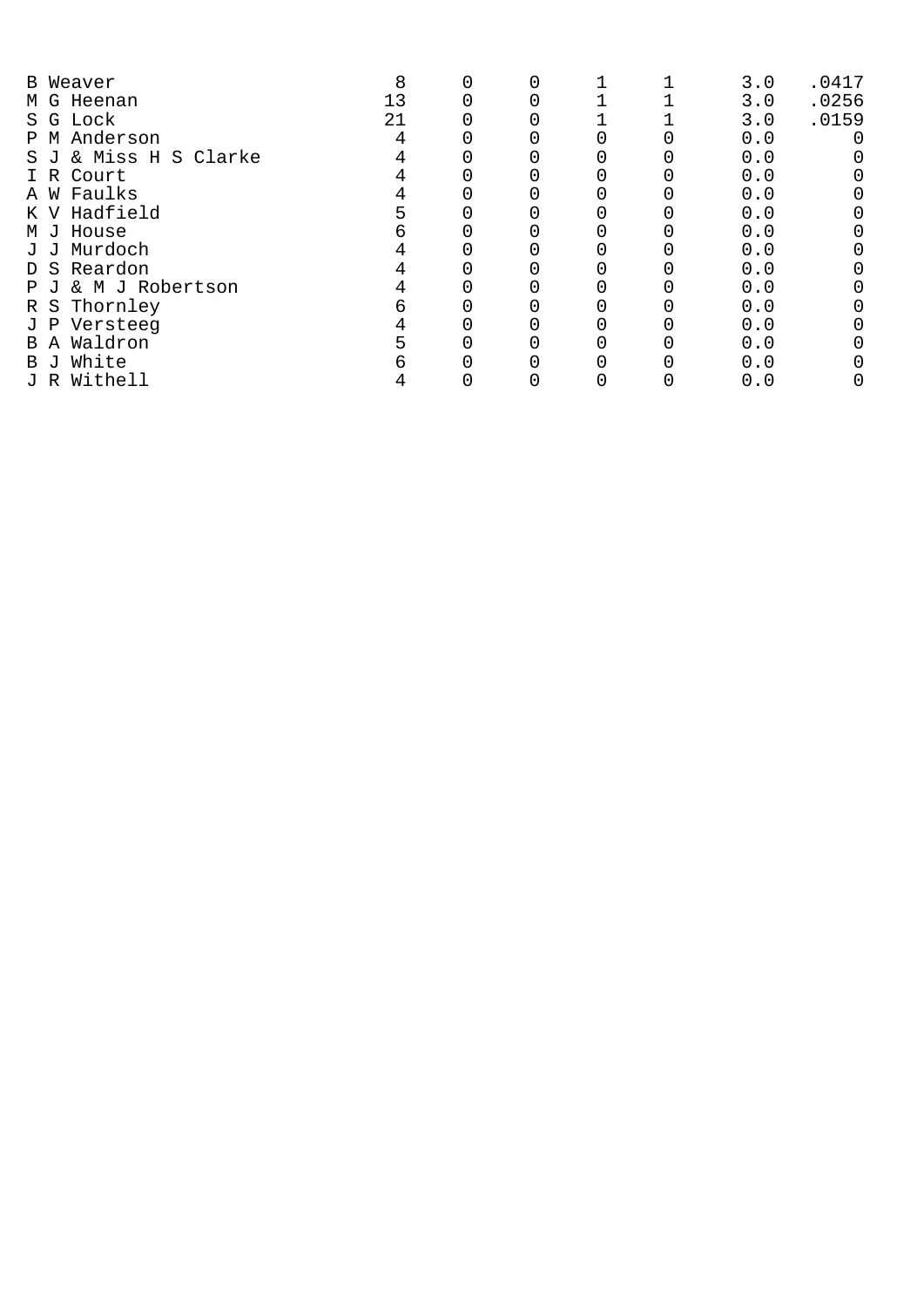| | | | | | | | |
|---|---|---|---|---|---|---|---|
| B Weaver | 8 | 0 | 0 | 1 | 1 | 3.0 | .0417 |
| M G Heenan | 13 | 0 | 0 | 1 | 1 | 3.0 | .0256 |
| S G Lock | 21 | 0 | 0 | 1 | 1 | 3.0 | .0159 |
| P M Anderson | 4 | 0 | 0 | 0 | 0 | 0.0 | 0 |
| S J & Miss H S Clarke | 4 | 0 | 0 | 0 | 0 | 0.0 | 0 |
| I R Court | 4 | 0 | 0 | 0 | 0 | 0.0 | 0 |
| A W Faulks | 4 | 0 | 0 | 0 | 0 | 0.0 | 0 |
| K V Hadfield | 5 | 0 | 0 | 0 | 0 | 0.0 | 0 |
| M J House | 6 | 0 | 0 | 0 | 0 | 0.0 | 0 |
| J J Murdoch | 4 | 0 | 0 | 0 | 0 | 0.0 | 0 |
| D S Reardon | 4 | 0 | 0 | 0 | 0 | 0.0 | 0 |
| P J & M J Robertson | 4 | 0 | 0 | 0 | 0 | 0.0 | 0 |
| R S Thornley | 6 | 0 | 0 | 0 | 0 | 0.0 | 0 |
| J P Versteeg | 4 | 0 | 0 | 0 | 0 | 0.0 | 0 |
| B A Waldron | 5 | 0 | 0 | 0 | 0 | 0.0 | 0 |
| B J White | 6 | 0 | 0 | 0 | 0 | 0.0 | 0 |
| J R Withell | 4 | 0 | 0 | 0 | 0 | 0.0 | 0 |